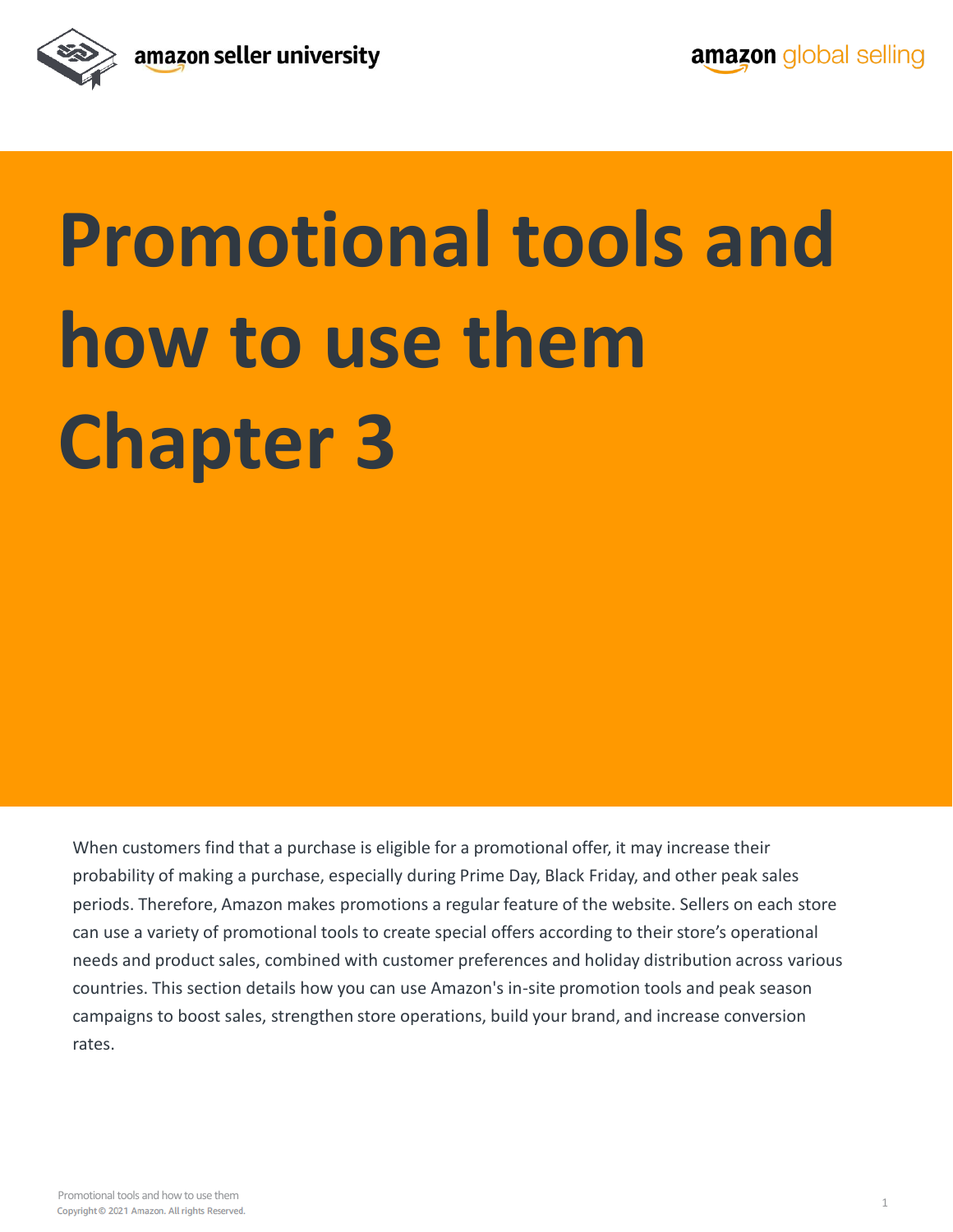# Promotional tools and how to use them Chapter 3

When customers find that a purchase is eligible for a promotional offer, it may increase their probability of making a purchase, especially during Prime Day, Black Friday, and other peak sales periods. Therefore, Amazon makes promotions a regular feature of the website. Sellers on each store can use a variety of promotional tools to create special offers according to their store's operational needs and product sales, combined with customer preferences and holiday distribution across various countries. This section details how you can use Amazon's in-site promotion tools and peak season campaigns to boost sales, strengthen store operations, build your brand, and increase conversion rates.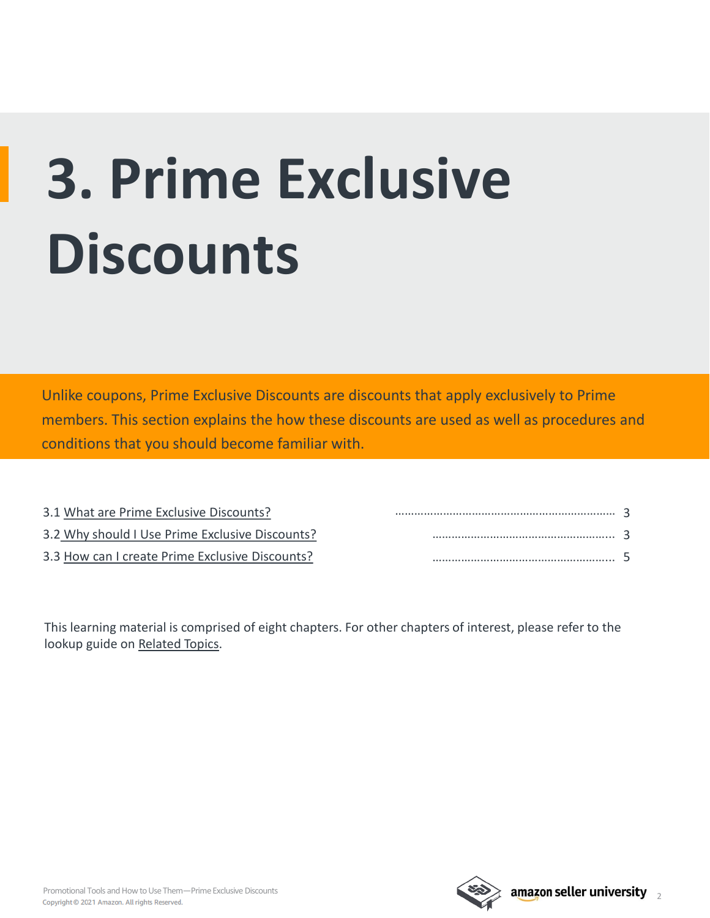# 3. Prime Exclusive Discounts

Unlike coupons, Prime Exclusive Discounts are discounts that apply exclusively to Prime members. This section explains the how these discounts are used as well as procedures and conditions that you should become familiar with.

3.1 What are Prime Exclusive Discounts? ........................................................ 3

3.2 Why should I Use Prime Exclusive Discounts? ........................................................ 3

3.3 How can I create Prime Exclusive Discounts? ........................................................ 5

This learning material is comprised of eight chapters. For other chapters of interest, please refer to the lookup guide on Related Topics.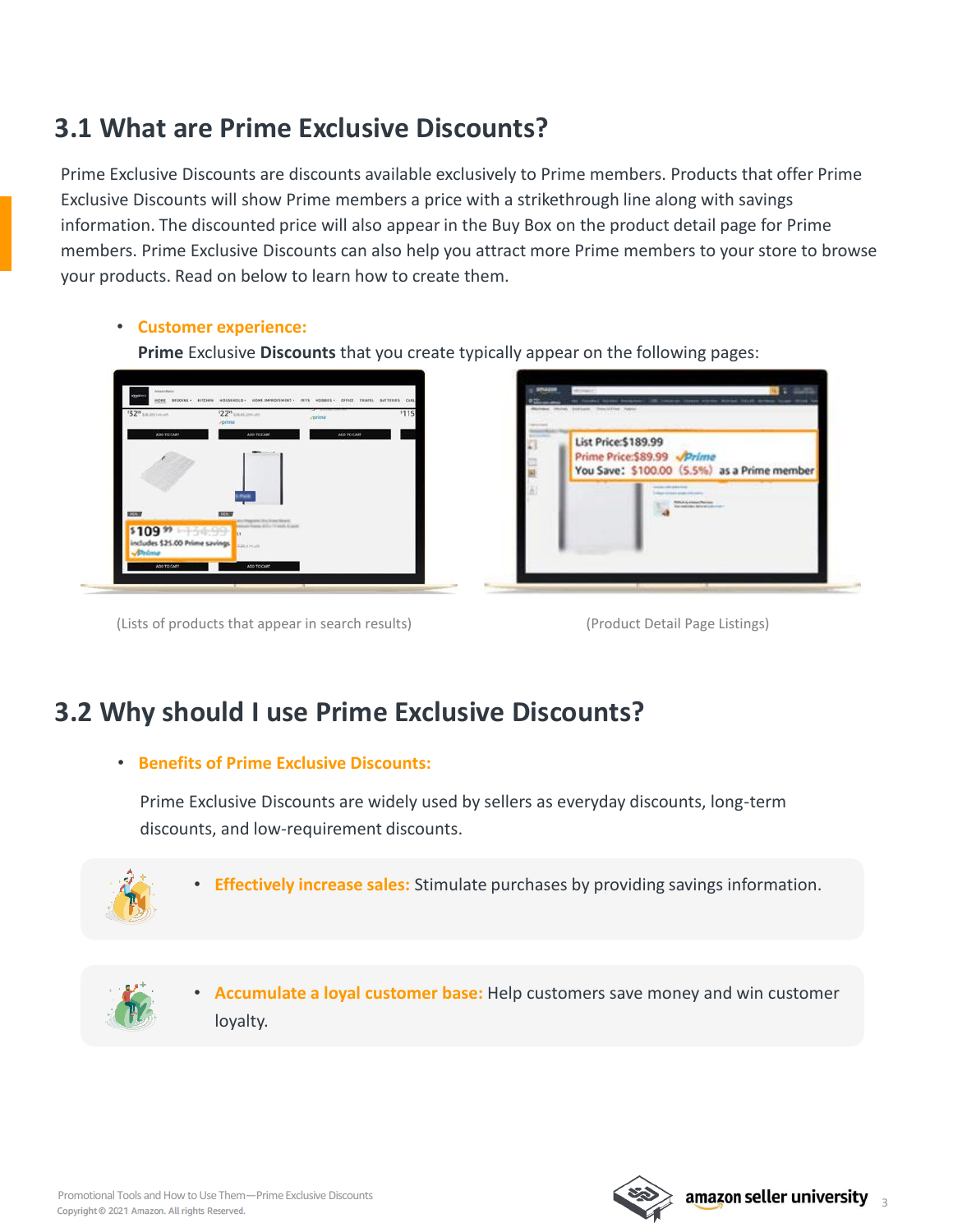## 3.1 What are Prime Exclusive Discounts?

Prime Exclusive Discounts are discounts available exclusively to Prime members. Products that offer Prime Exclusive Discounts will show Prime members a price with a strikethrough line along with savings information. The discounted price will also appear in the Buy Box on the product detail page for Prime members. Prime Exclusive Discounts can also help you attract more Prime members to your store to browse your products. Read on below to learn how to create them.

- **Customer experience:**

  **Prime** Exclusive **Discounts** that you create typically appear on the following pages:

(Lists of products that appear in search results)

(Product Detail Page Listings)

## 3.2 Why should I use Prime Exclusive Discounts?

- **Benefits of Prime Exclusive Discounts:**

  Prime Exclusive Discounts are widely used by sellers as everyday discounts, long-term discounts, and low-requirement discounts.

- **Effectively increase sales:** Stimulate purchases by providing savings information.

- **Accumulate a loyal customer base:** Help customers save money and win customer loyalty.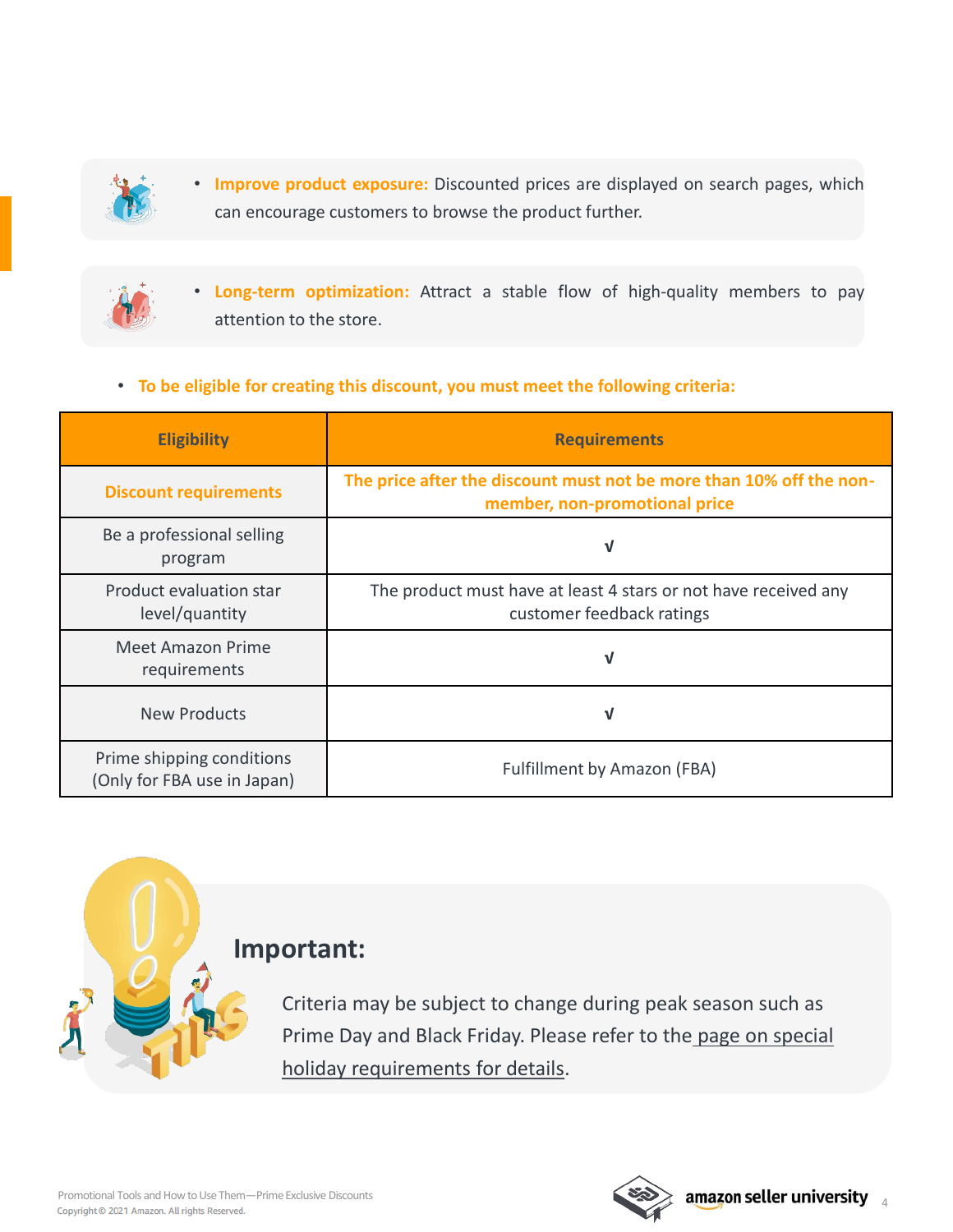- **Improve product exposure:** Discounted prices are displayed on search pages, which can encourage customers to browse the product further.

- **Long-term optimization:** Attract a stable flow of high-quality members to pay attention to the store.

- **To be eligible for creating this discount, you must meet the following criteria:**

| Eligibility | Requirements |
| --- | --- |
| **Discount requirements** | **The price after the discount must not be more than 10% off the non-member, non-promotional price** |
| Be a professional selling program | √ |
| Product evaluation star level/quantity | The product must have at least 4 stars or not have received any customer feedback ratings |
| Meet Amazon Prime requirements | √ |
| New Products | √ |
| Prime shipping conditions (Only for FBA use in Japan) | Fulfillment by Amazon (FBA) |

## Important:

Criteria may be subject to change during peak season such as Prime Day and Black Friday. Please refer to the page on special holiday requirements for details.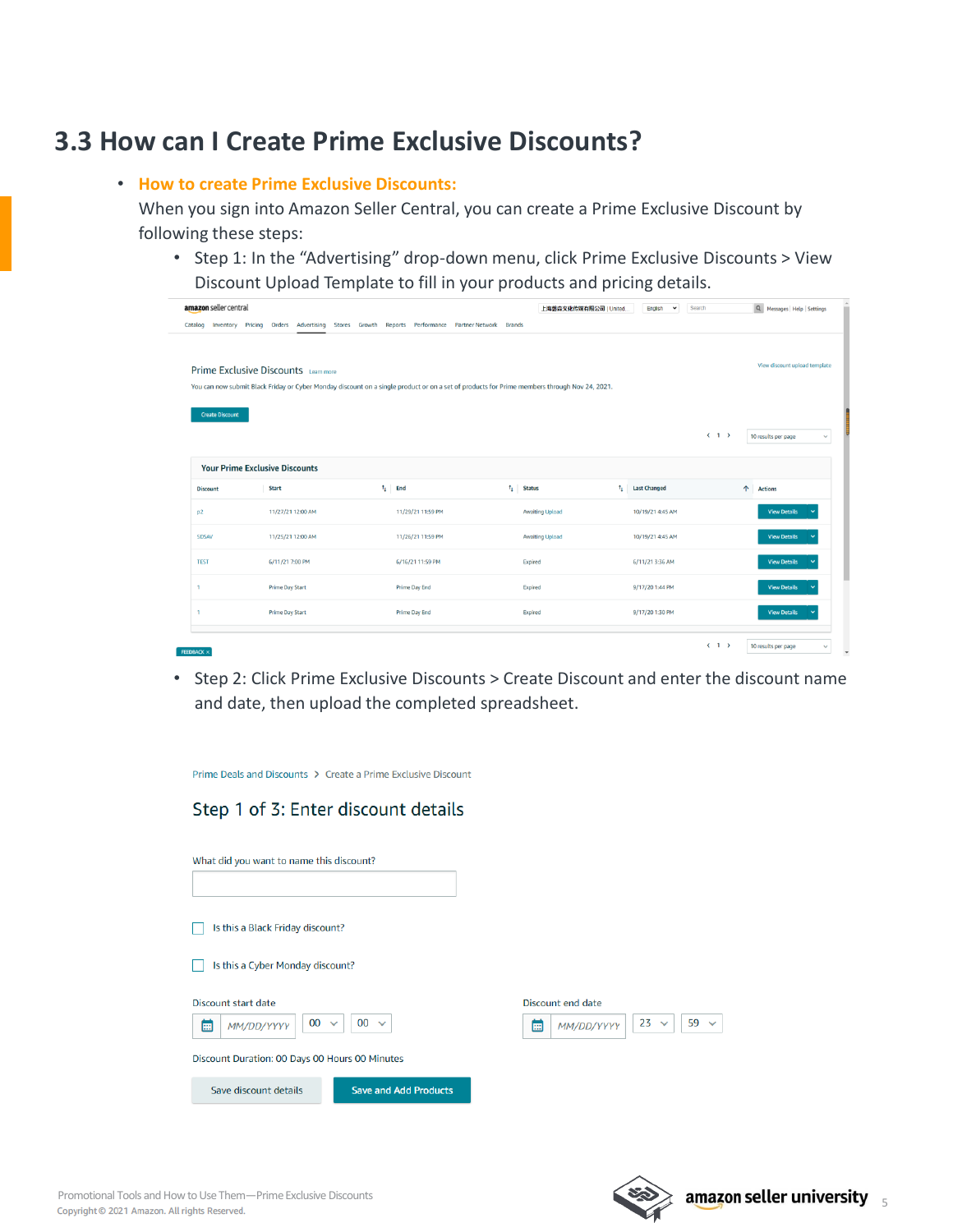# 3.3 How can I Create Prime Exclusive Discounts?

- **How to create Prime Exclusive Discounts:**
  When you sign into Amazon Seller Central, you can create a Prime Exclusive Discount by following these steps:
  - Step 1: In the "Advertising" drop-down menu, click Prime Exclusive Discounts > View Discount Upload Template to fill in your products and pricing details.
  - Step 2: Click Prime Exclusive Discounts > Create Discount and enter the discount name and date, then upload the completed spreadsheet.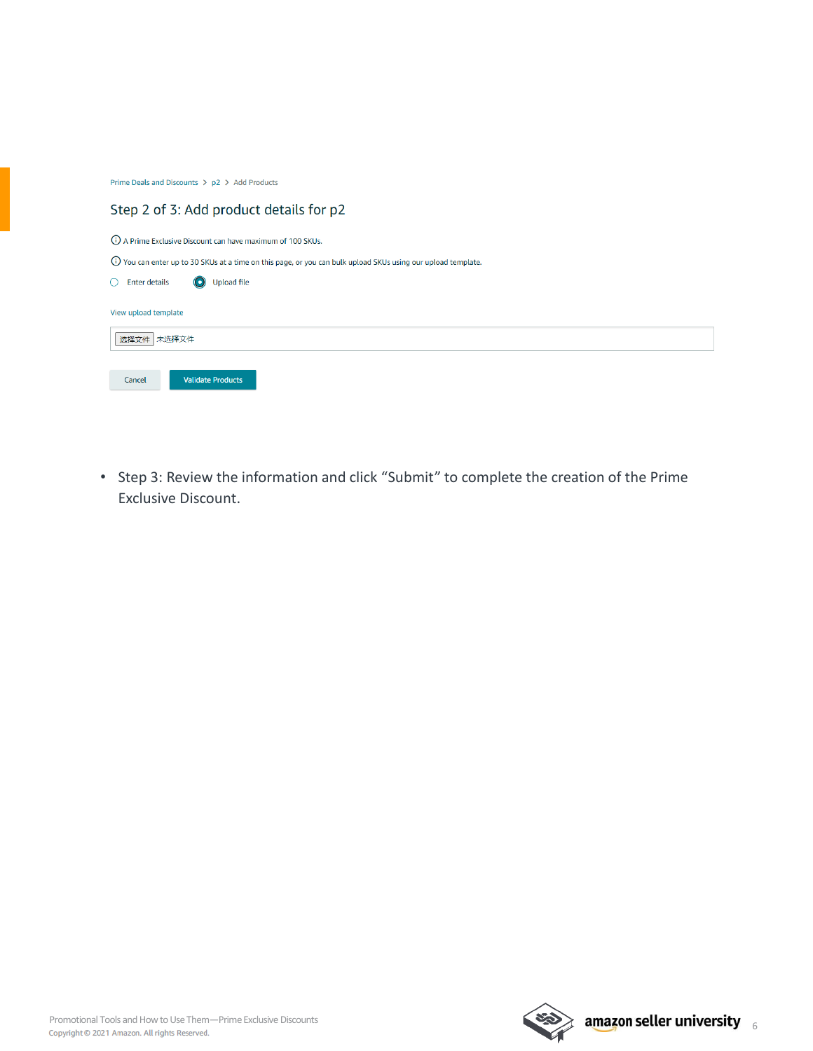Prime Deals and Discounts > p2 > Add Products

Step 2 of 3: Add product details for p2

ⓘ A Prime Exclusive Discount can have maximum of 100 SKUs.

ⓘ You can enter up to 30 SKUs at a time on this page, or you can bulk upload SKUs using our upload template.

○ Enter details ◉ Upload file

View upload template

选择文件 未选择文件

Cancel Validate Products

- Step 3: Review the information and click “Submit” to complete the creation of the Prime Exclusive Discount.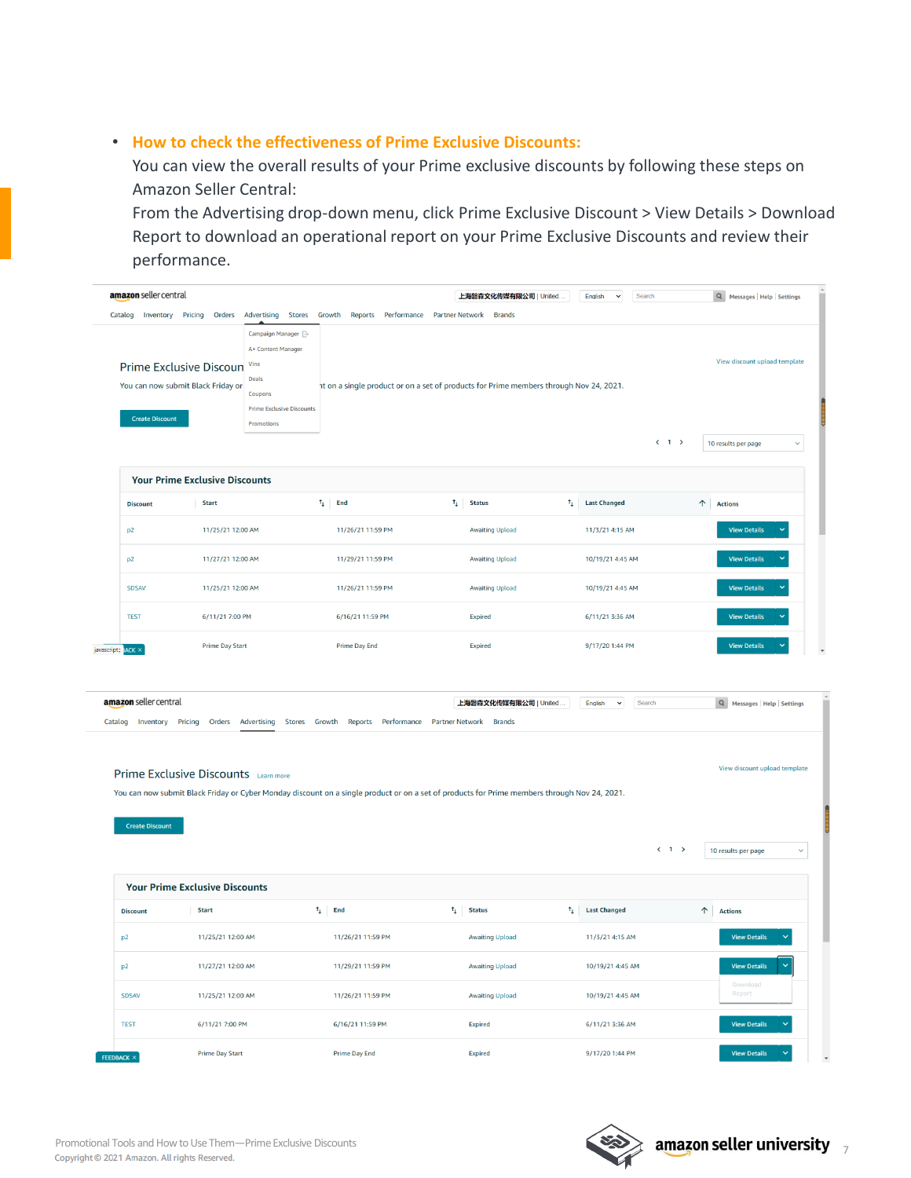- **How to check the effectiveness of Prime Exclusive Discounts:**
  You can view the overall results of your Prime exclusive discounts by following these steps on Amazon Seller Central:
  From the Advertising drop-down menu, click Prime Exclusive Discount > View Details > Download Report to download an operational report on your Prime Exclusive Discounts and review their performance.

amazon seller central

Catalog Inventory Pricing Orders Advertising Stores Growth Reports Performance Partner Network Brands

Campaign Manager
A+ Content Manager
Vine
Deals
Coupons
Prime Exclusive Discounts
Promotions

Prime Exclusive Discounts

You can now submit Black Friday or Cyber Monday discount on a single product or on a set of products for Prime members through Nov 24, 2021.

View discount upload template

Create Discount

10 results per page

**Your Prime Exclusive Discounts**

| Discount | Start | End | Status | Last Changed | Actions |
|---|---|---|---|---|---|
| p2 | 11/25/21 12:00 AM | 11/26/21 11:59 PM | Awaiting Upload | 11/3/21 4:15 AM | View Details |
| p2 | 11/27/21 12:00 AM | 11/29/21 11:59 PM | Awaiting Upload | 10/19/21 4:45 AM | View Details |
| SDSAV | 11/25/21 12:00 AM | 11/26/21 11:59 PM | Awaiting Upload | 10/19/21 4:45 AM | View Details |
| TEST | 6/11/21 7:00 PM | 6/16/21 11:59 PM | Expired | 6/11/21 3:36 AM | View Details |
| | Prime Day Start | Prime Day End | Expired | 9/17/20 1:44 PM | View Details |

amazon seller central

Catalog Inventory Pricing Orders Advertising Stores Growth Reports Performance Partner Network Brands

Prime Exclusive Discounts Learn more

You can now submit Black Friday or Cyber Monday discount on a single product or on a set of products for Prime members through Nov 24, 2021.

View discount upload template

Create Discount

10 results per page

**Your Prime Exclusive Discounts**

| Discount | Start | End | Status | Last Changed | Actions |
|---|---|---|---|---|---|
| p2 | 11/25/21 12:00 AM | 11/26/21 11:59 PM | Awaiting Upload | 11/3/21 4:15 AM | View Details |
| p2 | 11/27/21 12:00 AM | 11/29/21 11:59 PM | Awaiting Upload | 10/19/21 4:45 AM | View Details / Download Report |
| SDSAV | 11/25/21 12:00 AM | 11/26/21 11:59 PM | Awaiting Upload | 10/19/21 4:45 AM | |
| TEST | 6/11/21 7:00 PM | 6/16/21 11:59 PM | Expired | 6/11/21 3:36 AM | View Details |
| | Prime Day Start | Prime Day End | Expired | 9/17/20 1:44 PM | View Details |

Promotional Tools and How to Use Them—Prime Exclusive Discounts
Copyright © 2021 Amazon. All rights Reserved.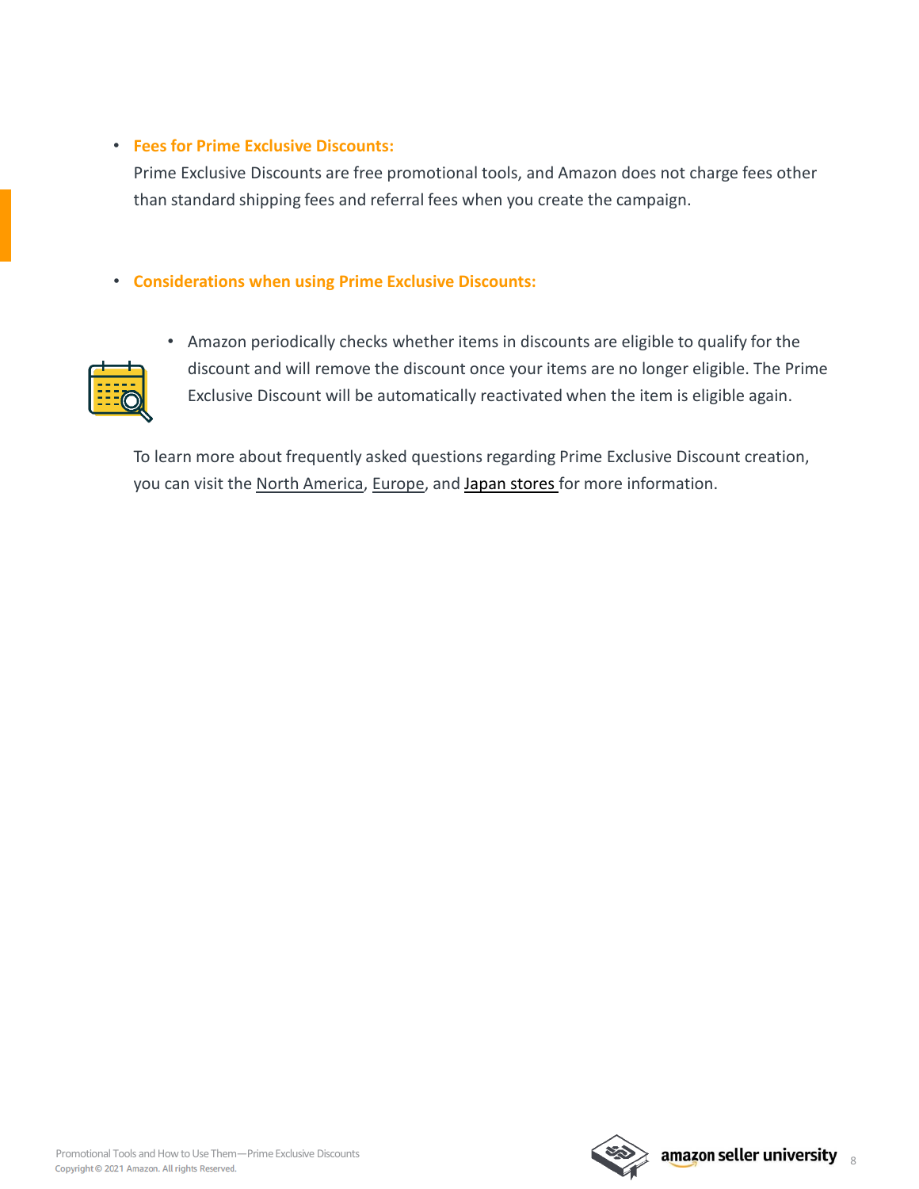- **Fees for Prime Exclusive Discounts:**
  Prime Exclusive Discounts are free promotional tools, and Amazon does not charge fees other than standard shipping fees and referral fees when you create the campaign.

- **Considerations when using Prime Exclusive Discounts:**

  - Amazon periodically checks whether items in discounts are eligible to qualify for the discount and will remove the discount once your items are no longer eligible. The Prime Exclusive Discount will be automatically reactivated when the item is eligible again.

  To learn more about frequently asked questions regarding Prime Exclusive Discount creation, you can visit the North America, Europe, and Japan stores for more information.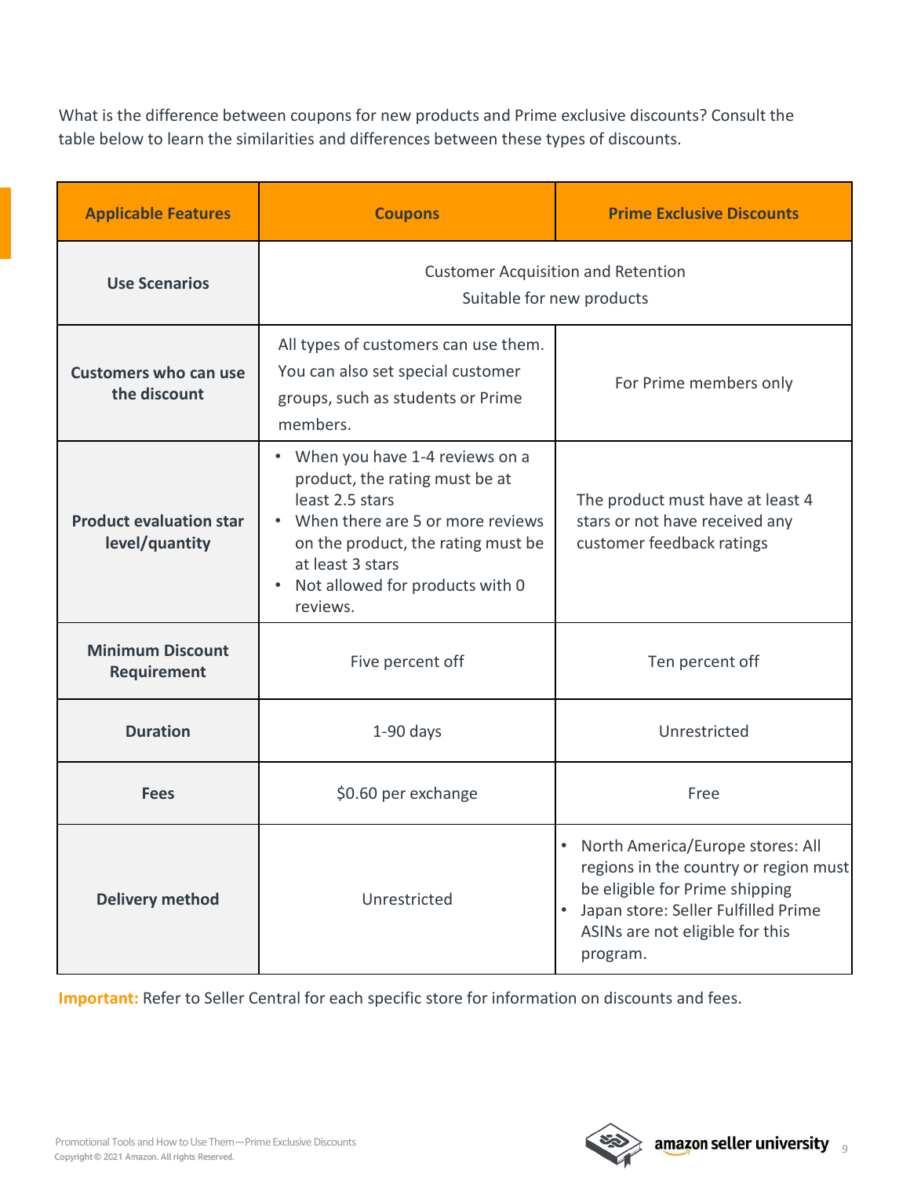What is the difference between coupons for new products and Prime exclusive discounts? Consult the table below to learn the similarities and differences between these types of discounts.

| Applicable Features | Coupons | Prime Exclusive Discounts |
|---|---|---|
| **Use Scenarios** | Customer Acquisition and Retention<br>Suitable for new products | |
| **Customers who can use the discount** | All types of customers can use them. You can also set special customer groups, such as students or Prime members. | For Prime members only |
| **Product evaluation star level/quantity** | • When you have 1-4 reviews on a product, the rating must be at least 2.5 stars<br>• When there are 5 or more reviews on the product, the rating must be at least 3 stars<br>• Not allowed for products with 0 reviews. | The product must have at least 4 stars or not have received any customer feedback ratings |
| **Minimum Discount Requirement** | Five percent off | Ten percent off |
| **Duration** | 1-90 days | Unrestricted |
| **Fees** | $0.60 per exchange | Free |
| **Delivery method** | Unrestricted | • North America/Europe stores: All regions in the country or region must be eligible for Prime shipping<br>• Japan store: Seller Fulfilled Prime ASINs are not eligible for this program. |

**Important:** Refer to Seller Central for each specific store for information on discounts and fees.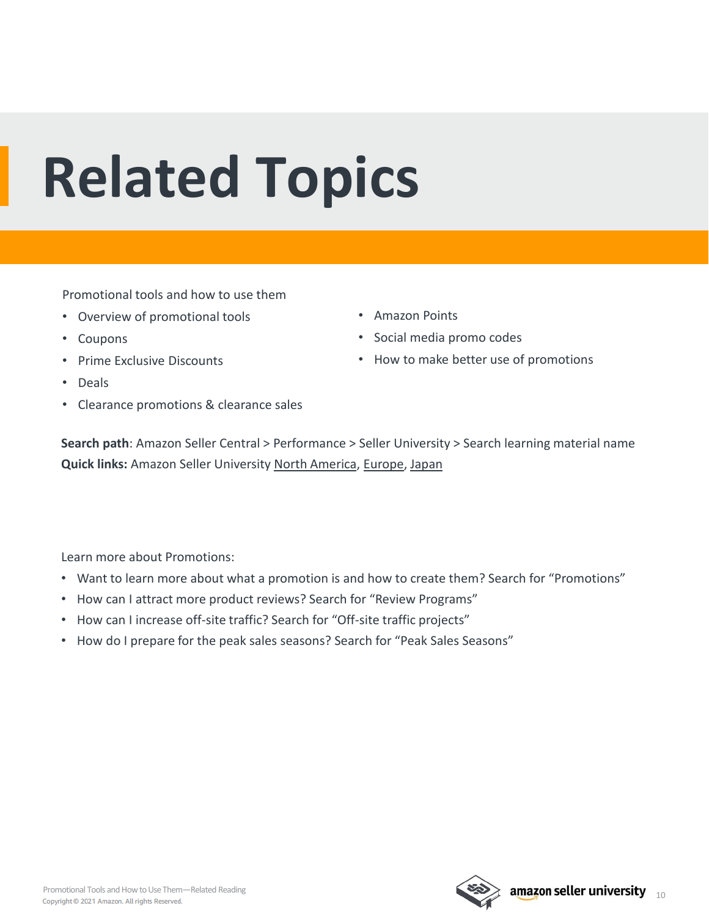# Related Topics

Promotional tools and how to use them

- Overview of promotional tools
- Coupons
- Prime Exclusive Discounts
- Deals
- Clearance promotions & clearance sales
- Amazon Points
- Social media promo codes
- How to make better use of promotions

**Search path**: Amazon Seller Central > Performance > Seller University > Search learning material name
**Quick links:** Amazon Seller University North America, Europe, Japan

Learn more about Promotions:

- Want to learn more about what a promotion is and how to create them? Search for "Promotions"
- How can I attract more product reviews? Search for "Review Programs"
- How can I increase off-site traffic? Search for "Off-site traffic projects"
- How do I prepare for the peak sales seasons? Search for "Peak Sales Seasons"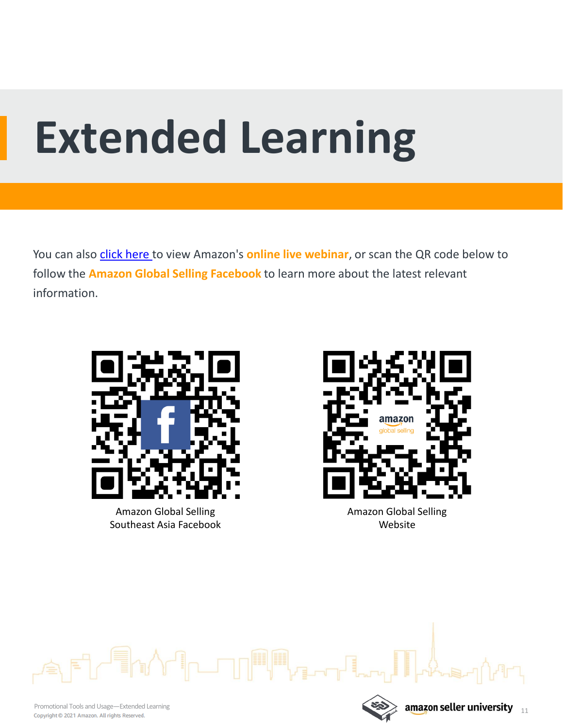# Extended Learning

You can also click here to view Amazon's **online live webinar**, or scan the QR code below to follow the **Amazon Global Selling Facebook** to learn more about the latest relevant information.

Amazon Global Selling Southeast Asia Facebook

Amazon Global Selling Website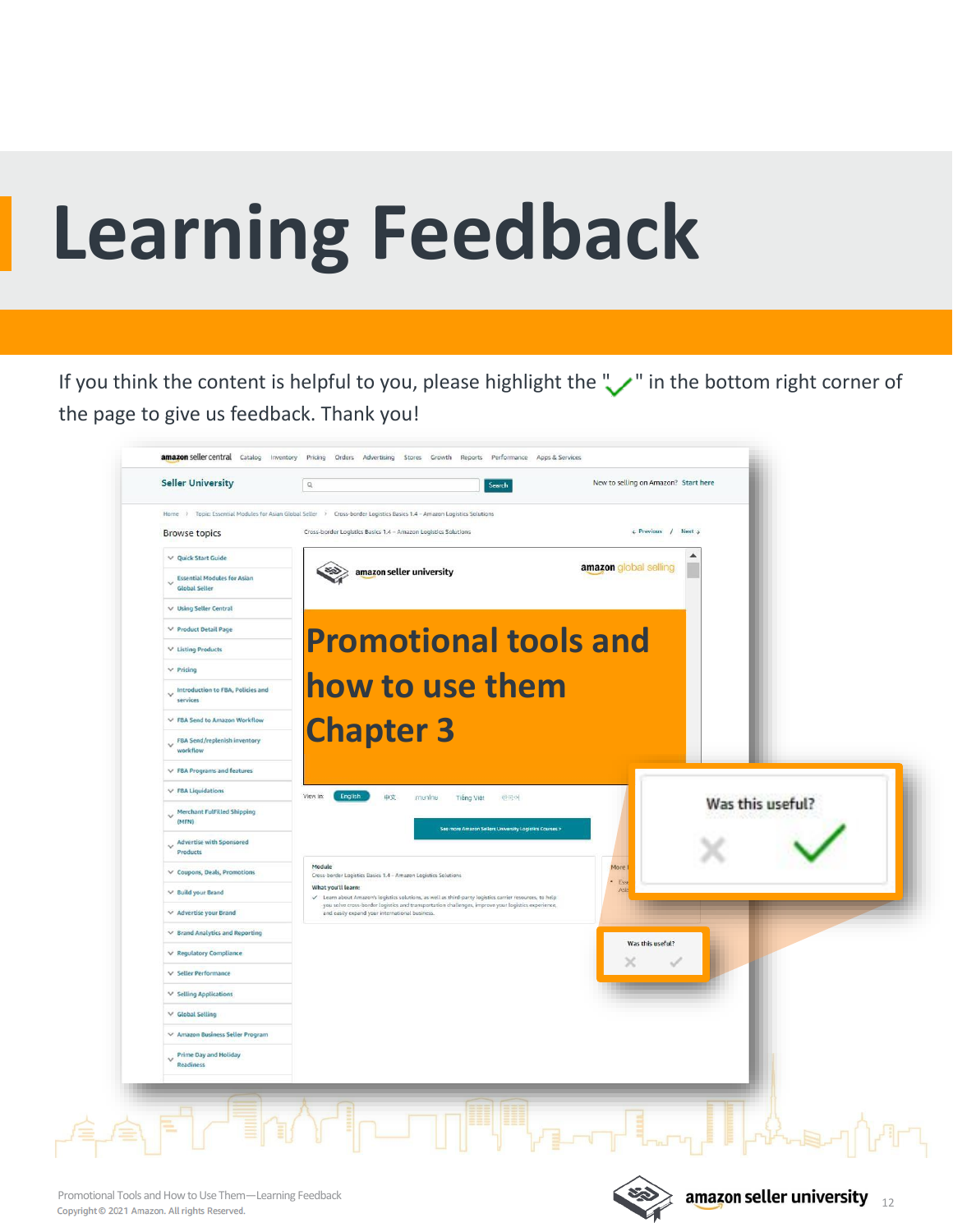# Learning Feedback

If you think the content is helpful to you, please highlight the "✓" in the bottom right corner of the page to give us feedback. Thank you!